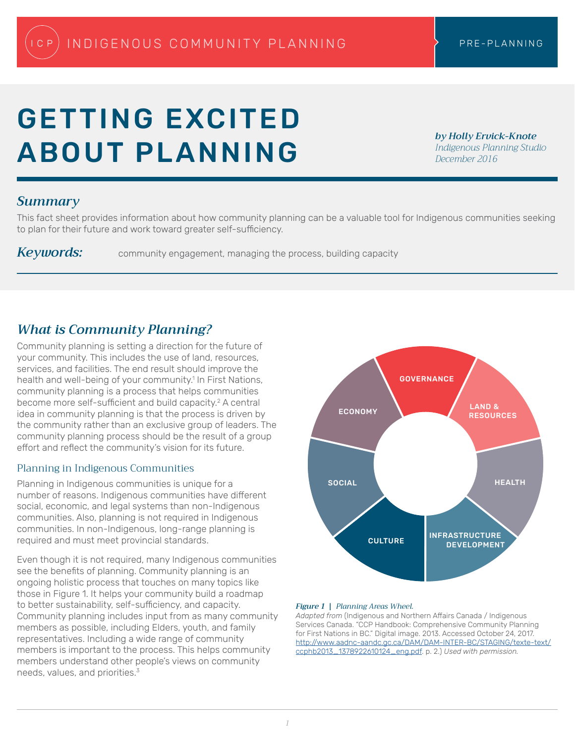ICP | INDIGENOUS COMMUNITY PLANNING | PRE-PLANNING

# GETTING EXCITED ABOUT PLANNING

***by Holly Ervick-Knote***
*Indigenous Planning Studio*
*December 2016*

## *Summary*

This fact sheet provides information about how community planning can be a valuable tool for Indigenous communities seeking to plan for their future and work toward greater self-sufficiency.

***Keywords:*** community engagement, managing the process, building capacity

## *What is Community Planning?*

Community planning is setting a direction for the future of your community. This includes the use of land, resources, services, and facilities. The end result should improve the health and well-being of your community.[1] In First Nations, community planning is a process that helps communities become more self-sufficient and build capacity.[2] A central idea in community planning is that the process is driven by the community rather than an exclusive group of leaders. The community planning process should be the result of a group effort and reflect the community's vision for its future.

### Planning in Indigenous Communities

Planning in Indigenous communities is unique for a number of reasons. Indigenous communities have different social, economic, and legal systems than non-Indigenous communities. Also, planning is not required in Indigenous communities. In non-Indigenous, long-range planning is required and must meet provincial standards.

Even though it is not required, many Indigenous communities see the benefits of planning. Community planning is an ongoing holistic process that touches on many topics like those in Figure 1. It helps your community build a roadmap to better sustainability, self-sufficiency, and capacity. Community planning includes input from as many community members as possible, including Elders, youth, and family representatives. Including a wide range of community members is important to the process. This helps community members understand other people's views on community needs, values, and priorities.[3]

GOVERNANCE, LAND & RESOURCES, HEALTH, INFRASTRUCTURE DEVELOPMENT, CULTURE, SOCIAL, ECONOMY

***Figure 1*** **|** *Planning Areas Wheel.*
*Adapted from* (Indigenous and Northern Affairs Canada / Indigenous Services Canada. "CCP Handbook: Comprehensive Community Planning for First Nations in BC." Digital image. 2013. Accessed October 24, 2017. http://www.aadnc-aandc.gc.ca/DAM/DAM-INTER-BC/STAGING/texte-text/ccphb2013_1378922610124_eng.pdf. p. 2.) *Used with permission.*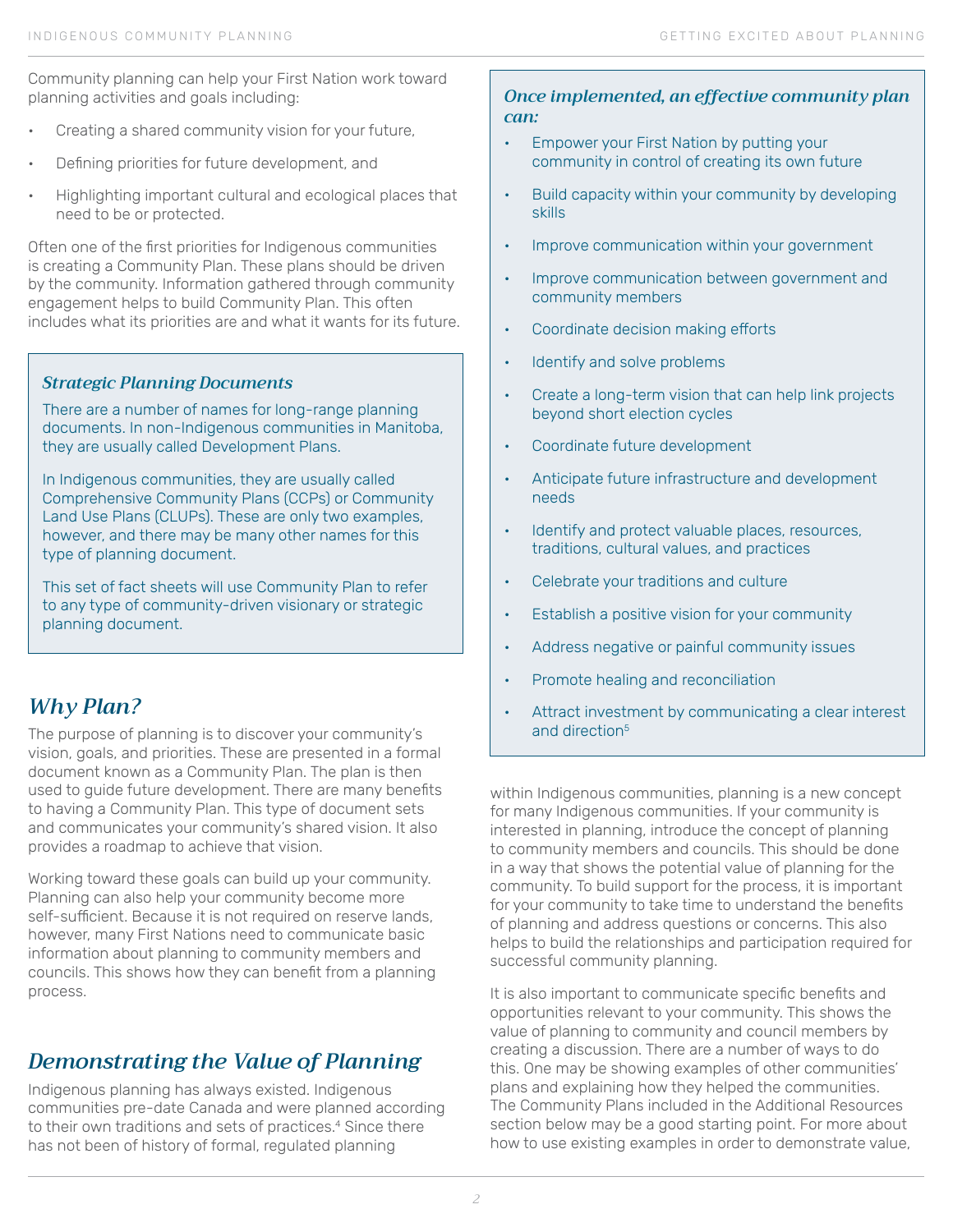Community planning can help your First Nation work toward planning activities and goals including:

- Creating a shared community vision for your future,
- Defining priorities for future development, and
- Highlighting important cultural and ecological places that need to be or protected.

Often one of the first priorities for Indigenous communities is creating a Community Plan. These plans should be driven by the community. Information gathered through community engagement helps to build Community Plan. This often includes what its priorities are and what it wants for its future.

> ***Strategic Planning Documents***
>
> There are a number of names for long-range planning documents. In non-Indigenous communities in Manitoba, they are usually called Development Plans.
>
> In Indigenous communities, they are usually called Comprehensive Community Plans (CCPs) or Community Land Use Plans (CLUPs). These are only two examples, however, and there may be many other names for this type of planning document.
>
> This set of fact sheets will use Community Plan to refer to any type of community-driven visionary or strategic planning document.

## *Why Plan?*

The purpose of planning is to discover your community's vision, goals, and priorities. These are presented in a formal document known as a Community Plan. The plan is then used to guide future development. There are many benefits to having a Community Plan. This type of document sets and communicates your community's shared vision. It also provides a roadmap to achieve that vision.

Working toward these goals can build up your community. Planning can also help your community become more self-sufficient. Because it is not required on reserve lands, however, many First Nations need to communicate basic information about planning to community members and councils. This shows how they can benefit from a planning process.

## *Demonstrating the Value of Planning*

Indigenous planning has always existed. Indigenous communities pre-date Canada and were planned according to their own traditions and sets of practices.[4] Since there has not been of history of formal, regulated planning within Indigenous communities, planning is a new concept for many Indigenous communities. If your community is interested in planning, introduce the concept of planning to community members and councils. This should be done in a way that shows the potential value of planning for the community. To build support for the process, it is important for your community to take time to understand the benefits of planning and address questions or concerns. This also helps to build the relationships and participation required for successful community planning.

It is also important to communicate specific benefits and opportunities relevant to your community. This shows the value of planning to community and council members by creating a discussion. There are a number of ways to do this. One may be showing examples of other communities' plans and explaining how they helped the communities. The Community Plans included in the Additional Resources section below may be a good starting point. For more about how to use existing examples in order to demonstrate value,

> ***Once implemented, an effective community plan can:***
>
> - Empower your First Nation by putting your community in control of creating its own future
> - Build capacity within your community by developing skills
> - Improve communication within your government
> - Improve communication between government and community members
> - Coordinate decision making efforts
> - Identify and solve problems
> - Create a long-term vision that can help link projects beyond short election cycles
> - Coordinate future development
> - Anticipate future infrastructure and development needs
> - Identify and protect valuable places, resources, traditions, cultural values, and practices
> - Celebrate your traditions and culture
> - Establish a positive vision for your community
> - Address negative or painful community issues
> - Promote healing and reconciliation
> - Attract investment by communicating a clear interest and direction[5]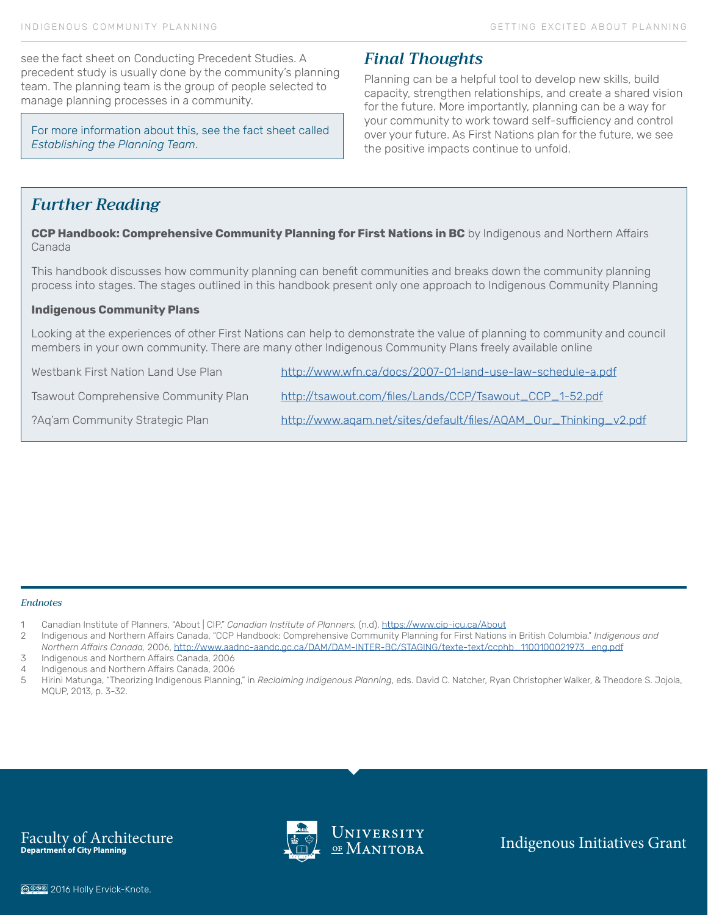see the fact sheet on Conducting Precedent Studies. A precedent study is usually done by the community's planning team. The planning team is the group of people selected to manage planning processes in a community.

For more information about this, see the fact sheet called *Establishing the Planning Team*.

## *Final Thoughts*

Planning can be a helpful tool to develop new skills, build capacity, strengthen relationships, and create a shared vision for the future. More importantly, planning can be a way for your community to work toward self-sufficiency and control over your future. As First Nations plan for the future, we see the positive impacts continue to unfold.

## *Further Reading*

**CCP Handbook: Comprehensive Community Planning for First Nations in BC** by Indigenous and Northern Affairs Canada

This handbook discusses how community planning can benefit communities and breaks down the community planning process into stages. The stages outlined in this handbook present only one approach to Indigenous Community Planning

**Indigenous Community Plans**

Looking at the experiences of other First Nations can help to demonstrate the value of planning to community and council members in your own community. There are many other Indigenous Community Plans freely available online

| | |
|---|---|
| Westbank First Nation Land Use Plan | http://www.wfn.ca/docs/2007-01-land-use-law-schedule-a.pdf |
| Tsawout Comprehensive Community Plan | http://tsawout.com/files/Lands/CCP/Tsawout_CCP_1-52.pdf |
| ?Aq'am Community Strategic Plan | http://www.aqam.net/sites/default/files/AQAM_Our_Thinking_v2.pdf |

*Endnotes*

1. Canadian Institute of Planners, "About | CIP," *Canadian Institute of Planners*, (n.d), https://www.cip-icu.ca/About
2. Indigenous and Northern Affairs Canada, "CCP Handbook: Comprehensive Community Planning for First Nations in British Columbia," *Indigenous and Northern Affairs Canada*, 2006, http://www.aadnc-aandc.gc.ca/DAM/DAM-INTER-BC/STAGING/texte-text/ccphb_1100100021973_eng.pdf
3. Indigenous and Northern Affairs Canada, 2006
4. Indigenous and Northern Affairs Canada, 2006
5. Hirini Matunga, "Theorizing Indigenous Planning," in *Reclaiming Indigenous Planning*, eds. David C. Natcher, Ryan Christopher Walker, & Theodore S. Jojola, MQUP, 2013, p. 3-32.

Faculty of Architecture
**Department of City Planning**

University of Manitoba

Indigenous Initiatives Grant

2016 Holly Ervick-Knote.